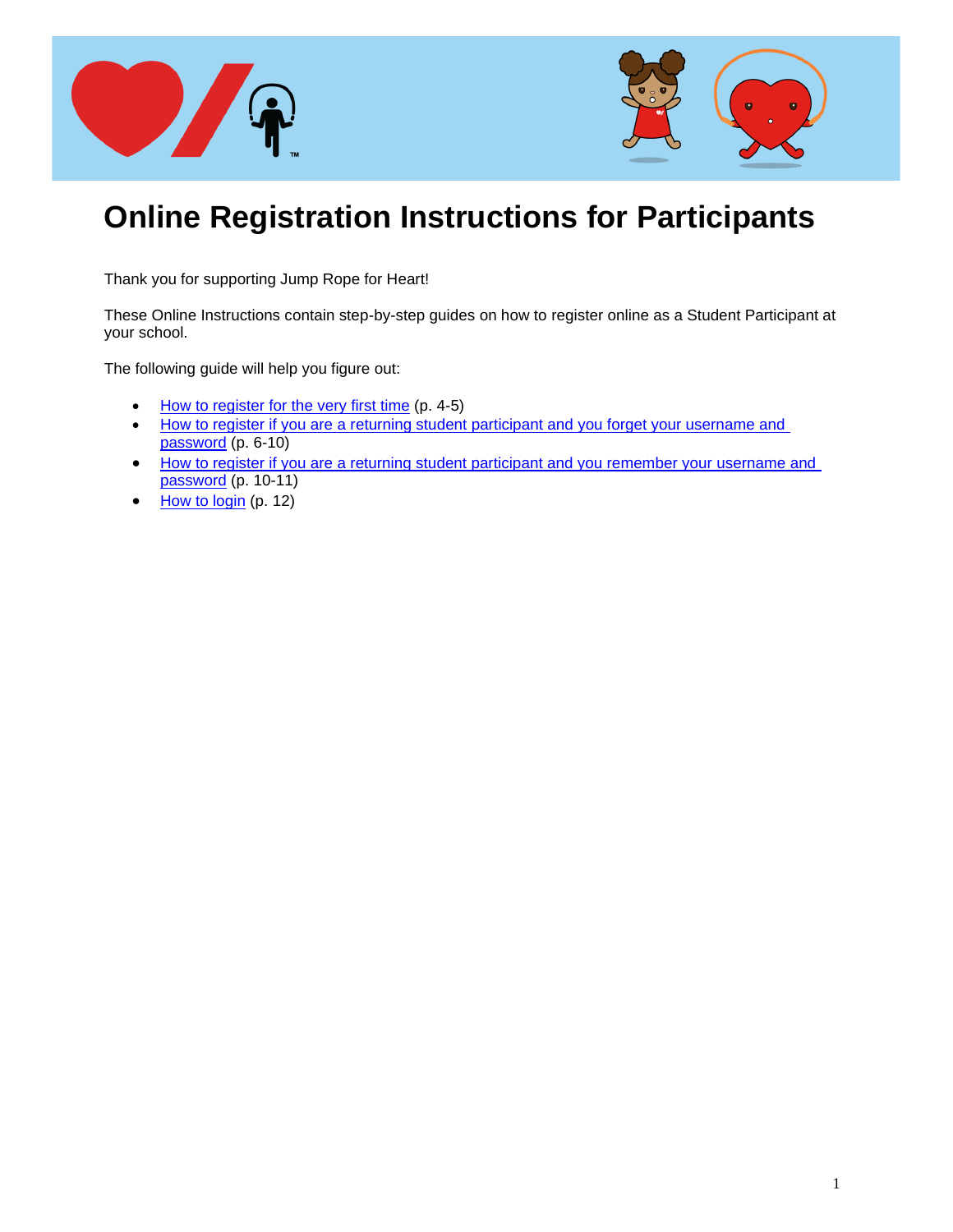# Online Registration Instructions for Participants

Thank you for supporting Jump Rope for Heart!

These Online Instructions contain step-by-step guides on how to register online as a Student Participant at your school.

The following guide will help you figure out:

- How to register for the very first time (p. 4-5)
- How to register if you are a returning student participant and you forget your username and password (p. 6-10)
- How to register if you are a returning student participant and you remember your username and password (p. 10-11)
- How to login (p. 12)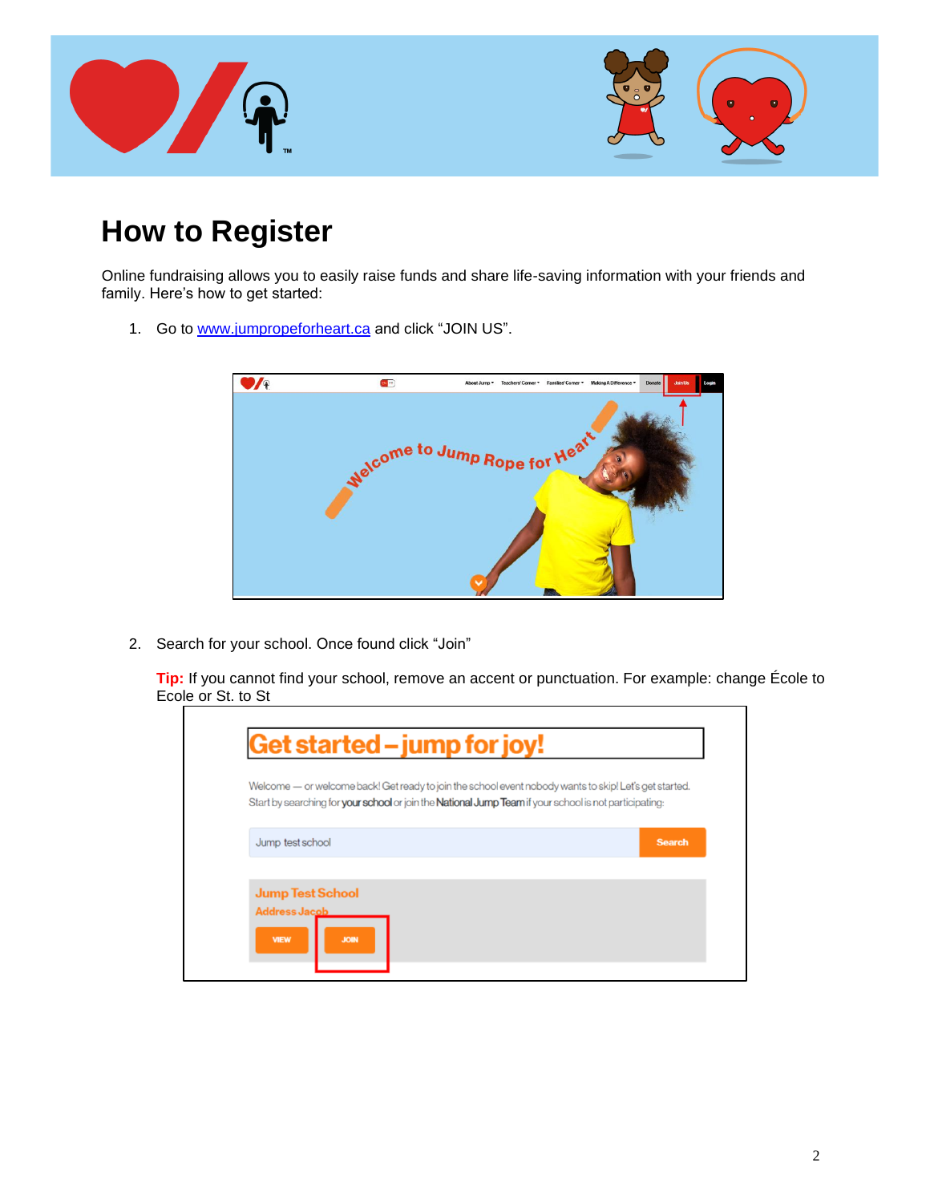# How to Register

Online fundraising allows you to easily raise funds and share life-saving information with your friends and family. Here's how to get started:

1. Go to [www.jumpropeforheart.ca](http://www.jumpropeforheart.ca) and click "JOIN US".

2. Search for your school. Once found click "Join"

   **Tip:** If you cannot find your school, remove an accent or punctuation. For example: change École to Ecole or St. to St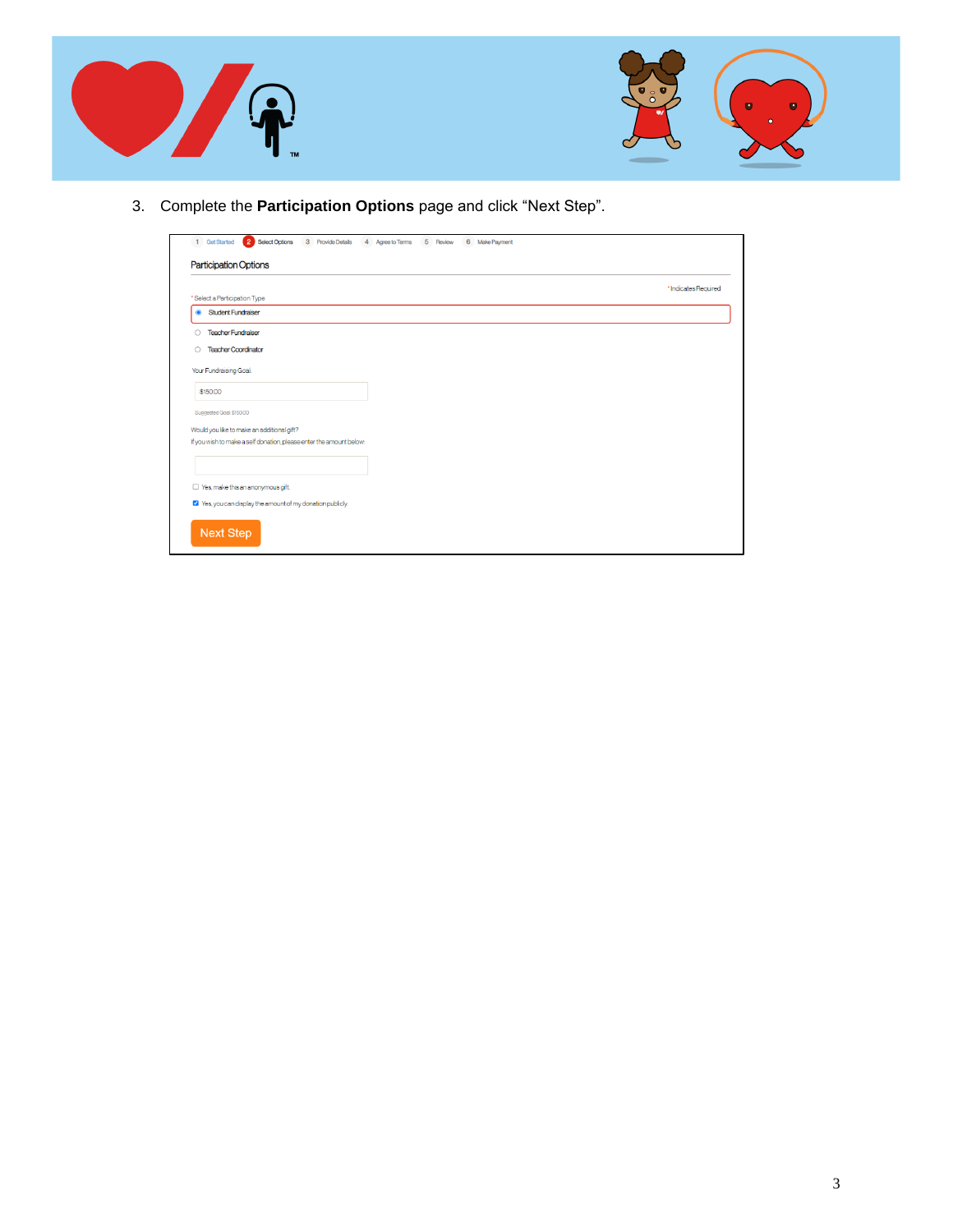3. Complete the **Participation Options** page and click “Next Step”.

1 Get Started 2 Select Options 3 Provide Details 4 Agree to Terms 5 Review 6 Make Payment

Participation Options

*Indicates Required

*Select a Participation Type

- (•) Student Fundraiser
- ( ) Teacher Fundraiser
- ( ) Teacher Coordinator

Your Fundraising Goal:

$150.00

Suggested Goal: $150.00

Would you like to make an additional gift?

If you wish to make a self donation, please enter the amount below:

- [ ] Yes, make this an anonymous gift.
- [x] Yes, you can display the amount of my donation publicly.

Next Step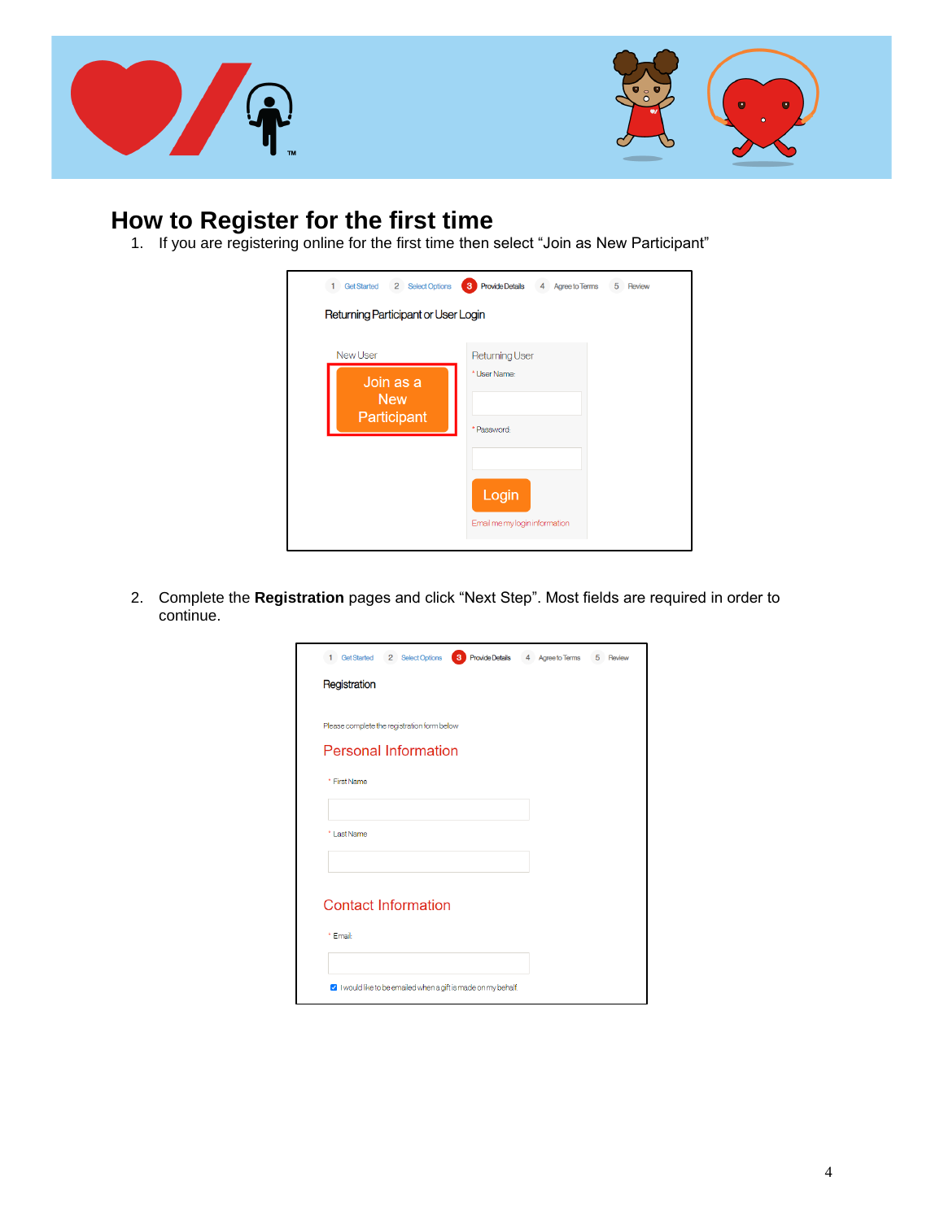# How to Register for the first time

1. If you are registering online for the first time then select "Join as New Participant"

2. Complete the **Registration** pages and click "Next Step". Most fields are required in order to continue.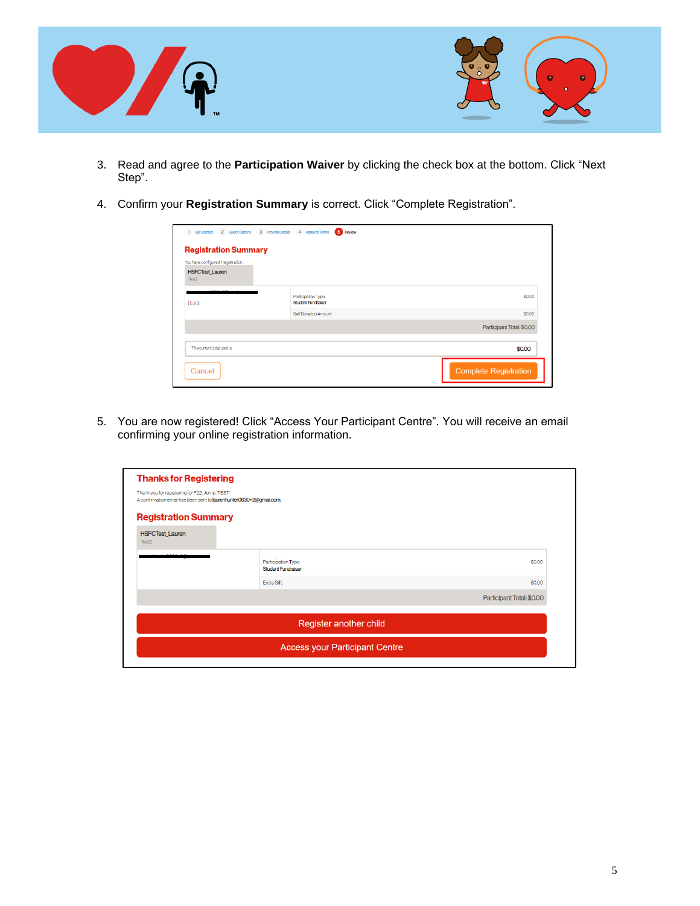3. Read and agree to the **Participation Waiver** by clicking the check box at the bottom. Click “Next Step”.

4. Confirm your **Registration Summary** is correct. Click “Complete Registration”.

5. You are now registered! Click “Access Your Participant Centre”. You will receive an email confirming your online registration information.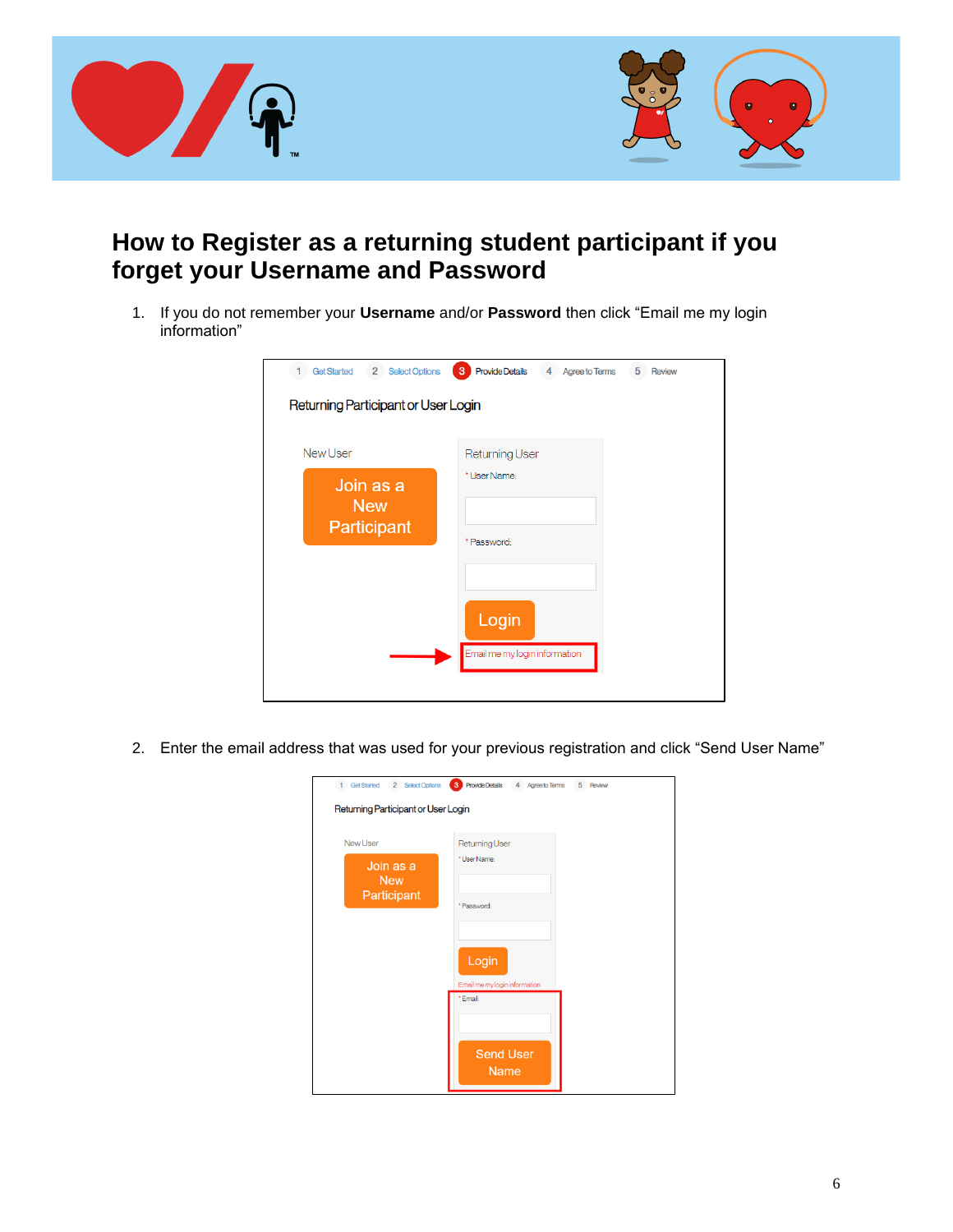# How to Register as a returning student participant if you forget your Username and Password

1. If you do not remember your **Username** and/or **Password** then click "Email me my login information"

2. Enter the email address that was used for your previous registration and click "Send User Name"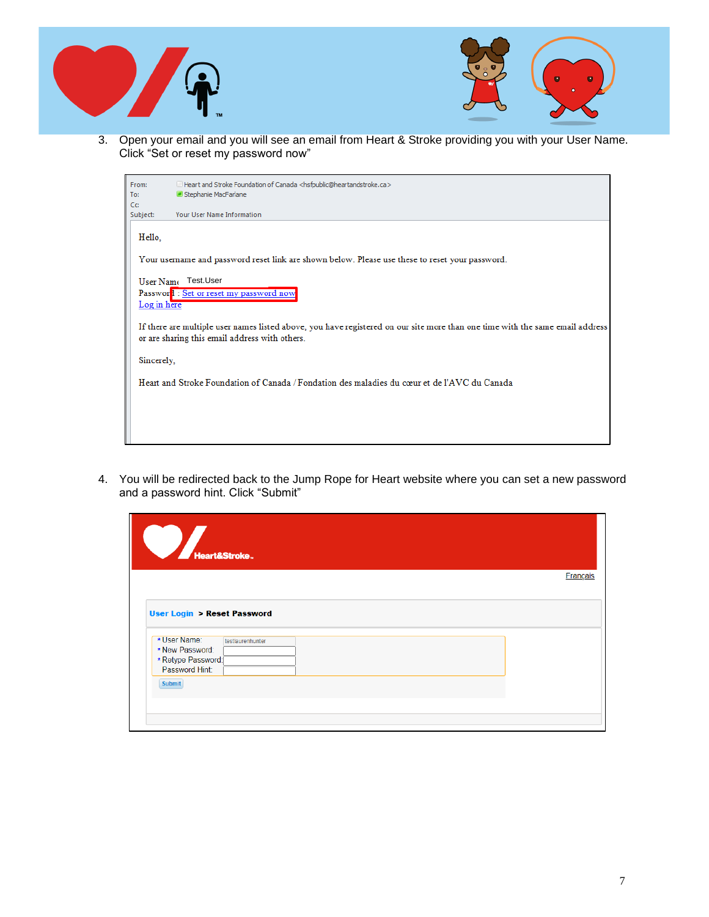3. Open your email and you will see an email from Heart & Stroke providing you with your User Name. Click "Set or reset my password now"

From: Heart and Stroke Foundation of Canada <hsfpublic@heartandstroke.ca>
To: Stephanie MacFarlane
Cc:
Subject: Your User Name Information

Hello,

Your username and password reset link are shown below. Please use these to reset your password.

User Name: Test.User
Password : Set or reset my password now
Log in here

If there are multiple user names listed above, you have registered on our site more than one time with the same email address or are sharing this email address with others.

Sincerely,

Heart and Stroke Foundation of Canada / Fondation des maladies du cœur et de l'AVC du Canada

4. You will be redirected back to the Jump Rope for Heart website where you can set a new password and a password hint. Click "Submit"

Heart&Stroke.

Français

User Login > Reset Password

* User Name: testlaurenhunter
* New Password:
* Retype Password:
Password Hint:

Submit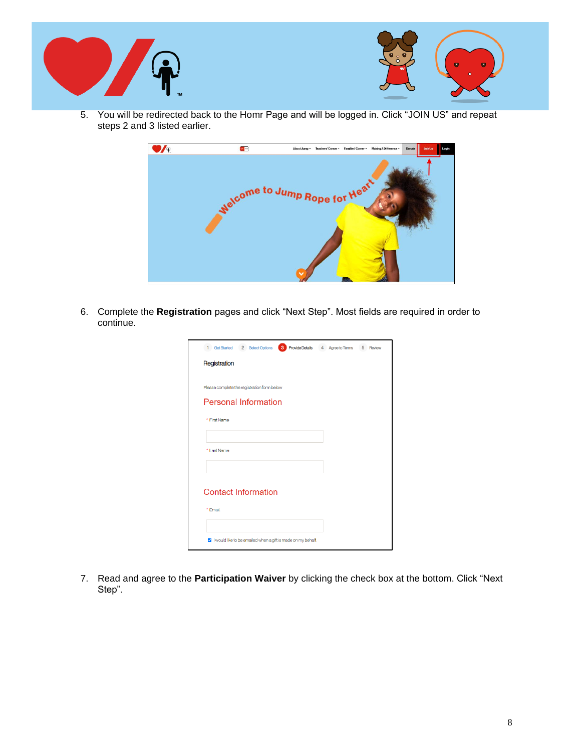5. You will be redirected back to the Homr Page and will be logged in. Click "JOIN US" and repeat steps 2 and 3 listed earlier.

6. Complete the **Registration** pages and click "Next Step". Most fields are required in order to continue.

7. Read and agree to the **Participation Waiver** by clicking the check box at the bottom. Click "Next Step".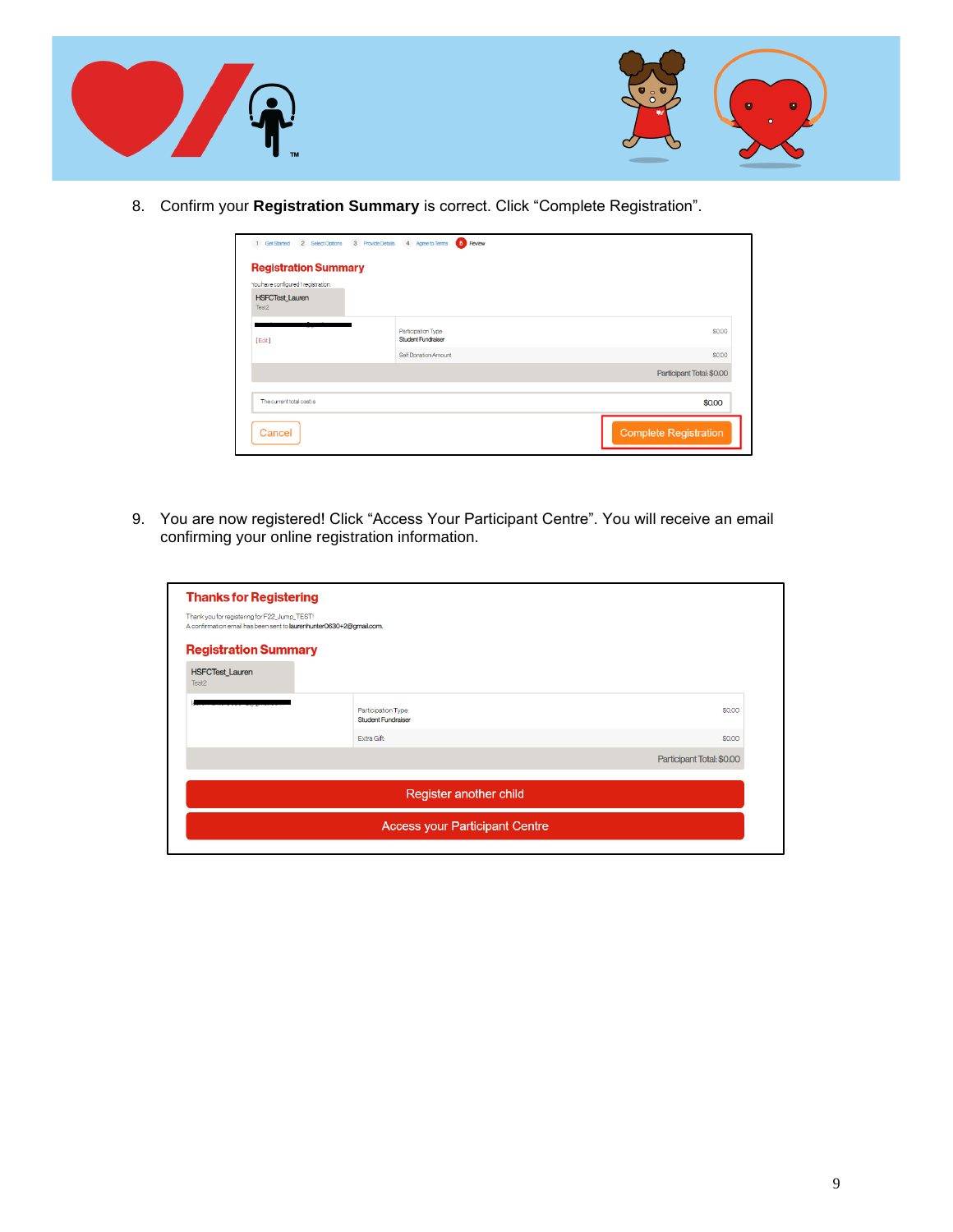8. Confirm your **Registration Summary** is correct. Click “Complete Registration”.

9. You are now registered! Click “Access Your Participant Centre”. You will receive an email confirming your online registration information.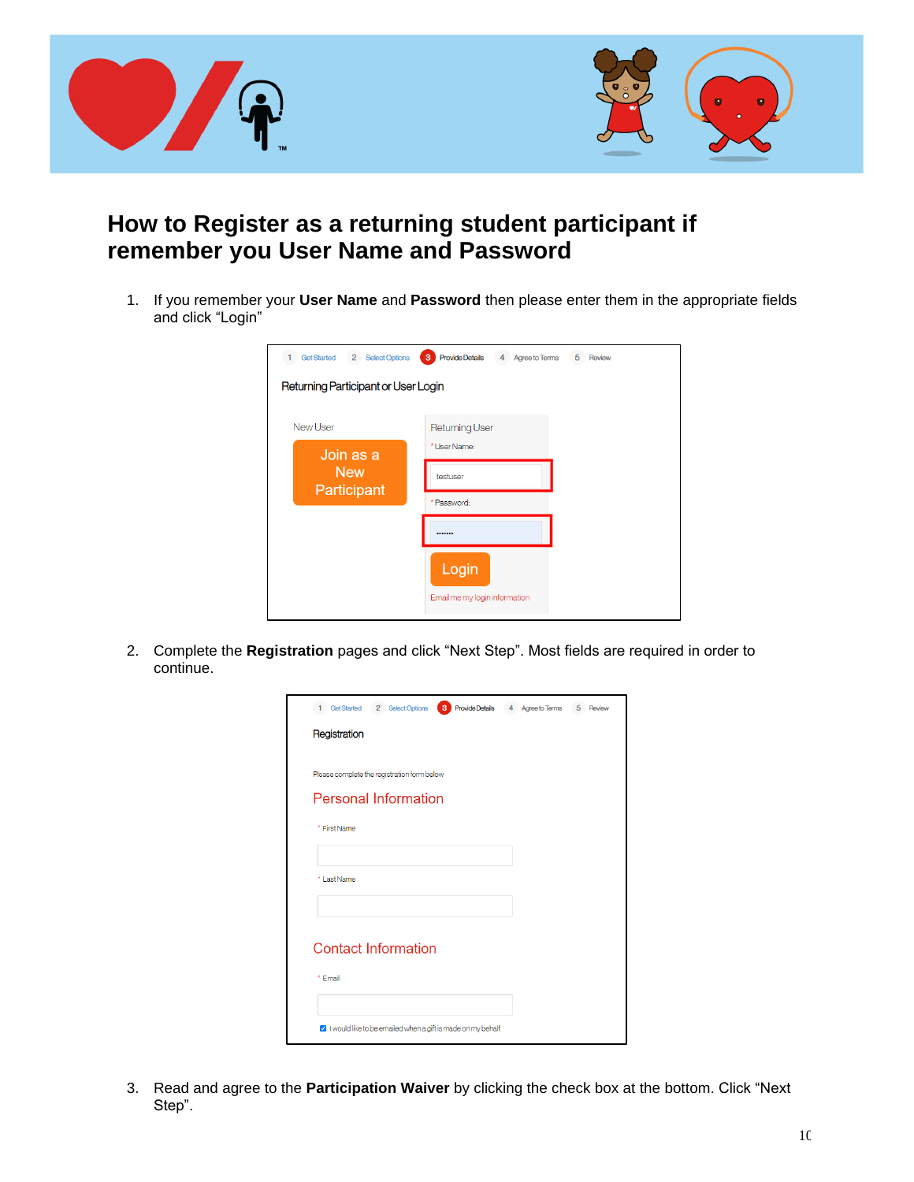# How to Register as a returning student participant if remember you User Name and Password

1. If you remember your **User Name** and **Password** then please enter them in the appropriate fields and click "Login"

2. Complete the **Registration** pages and click "Next Step". Most fields are required in order to continue.

3. Read and agree to the **Participation Waiver** by clicking the check box at the bottom. Click "Next Step".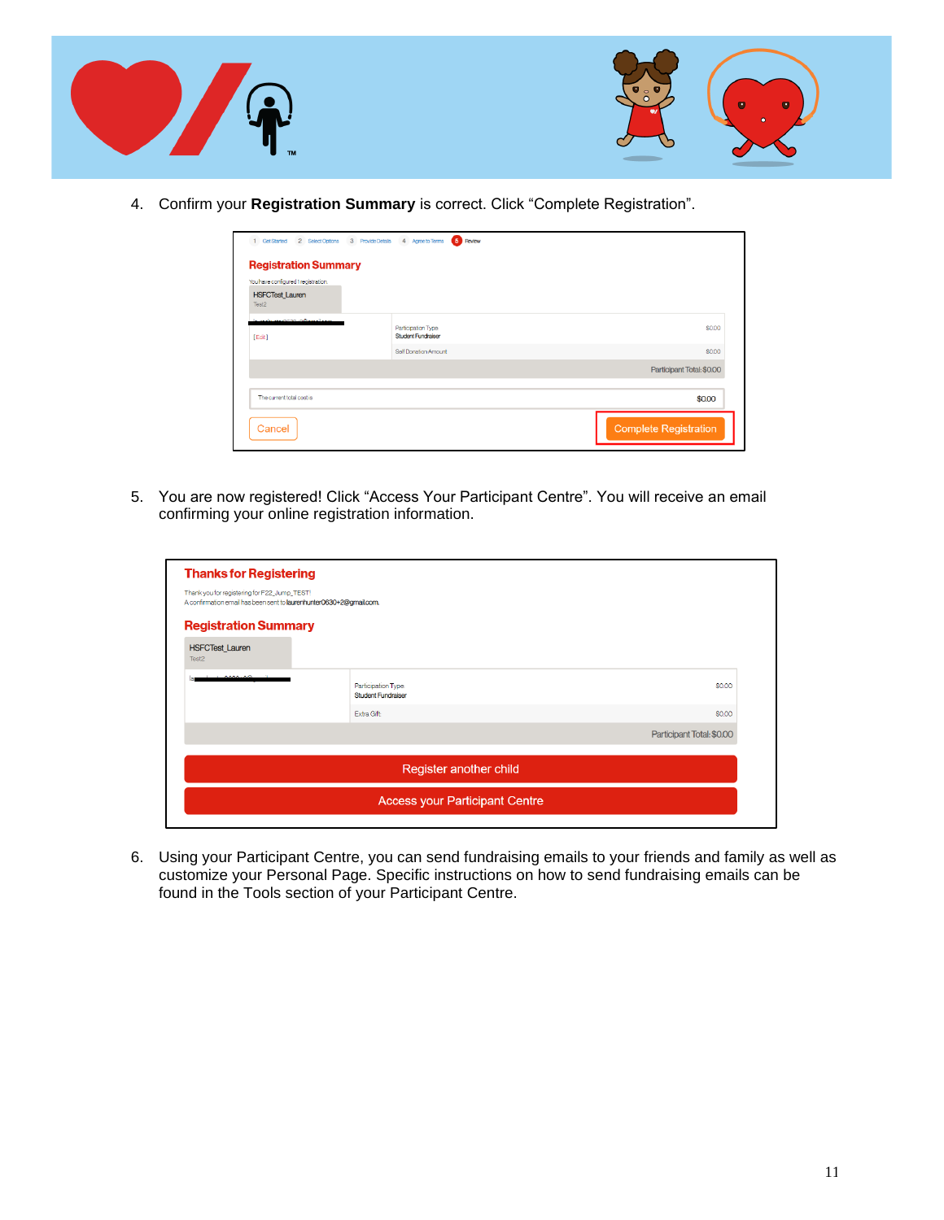4. Confirm your **Registration Summary** is correct. Click "Complete Registration".

5. You are now registered! Click "Access Your Participant Centre". You will receive an email confirming your online registration information.

6. Using your Participant Centre, you can send fundraising emails to your friends and family as well as customize your Personal Page. Specific instructions on how to send fundraising emails can be found in the Tools section of your Participant Centre.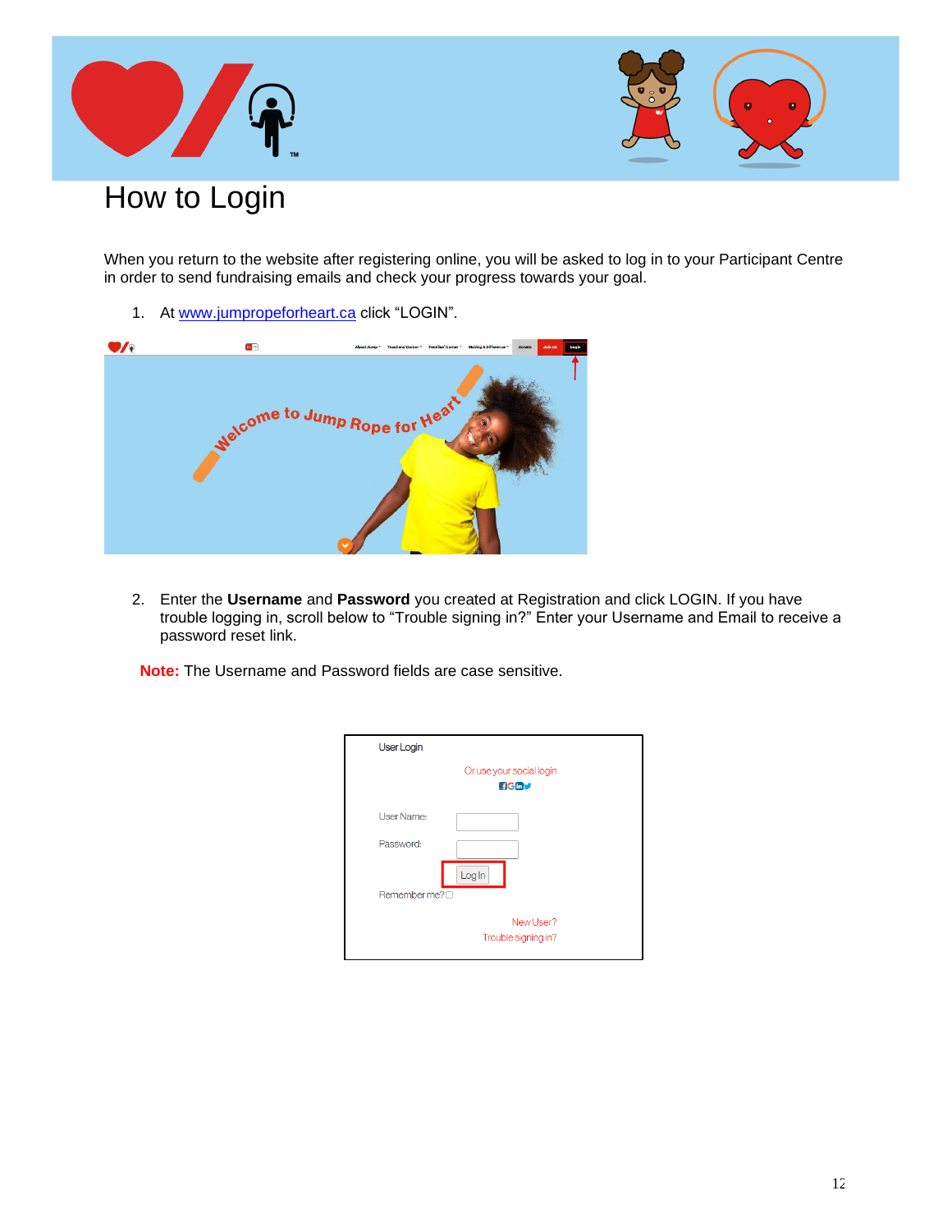# How to Login

When you return to the website after registering online, you will be asked to log in to your Participant Centre in order to send fundraising emails and check your progress towards your goal.

1. At www.jumpropeforheart.ca click "LOGIN".

2. Enter the **Username** and **Password** you created at Registration and click LOGIN. If you have trouble logging in, scroll below to "Trouble signing in?" Enter your Username and Email to receive a password reset link.

**Note:** The Username and Password fields are case sensitive.